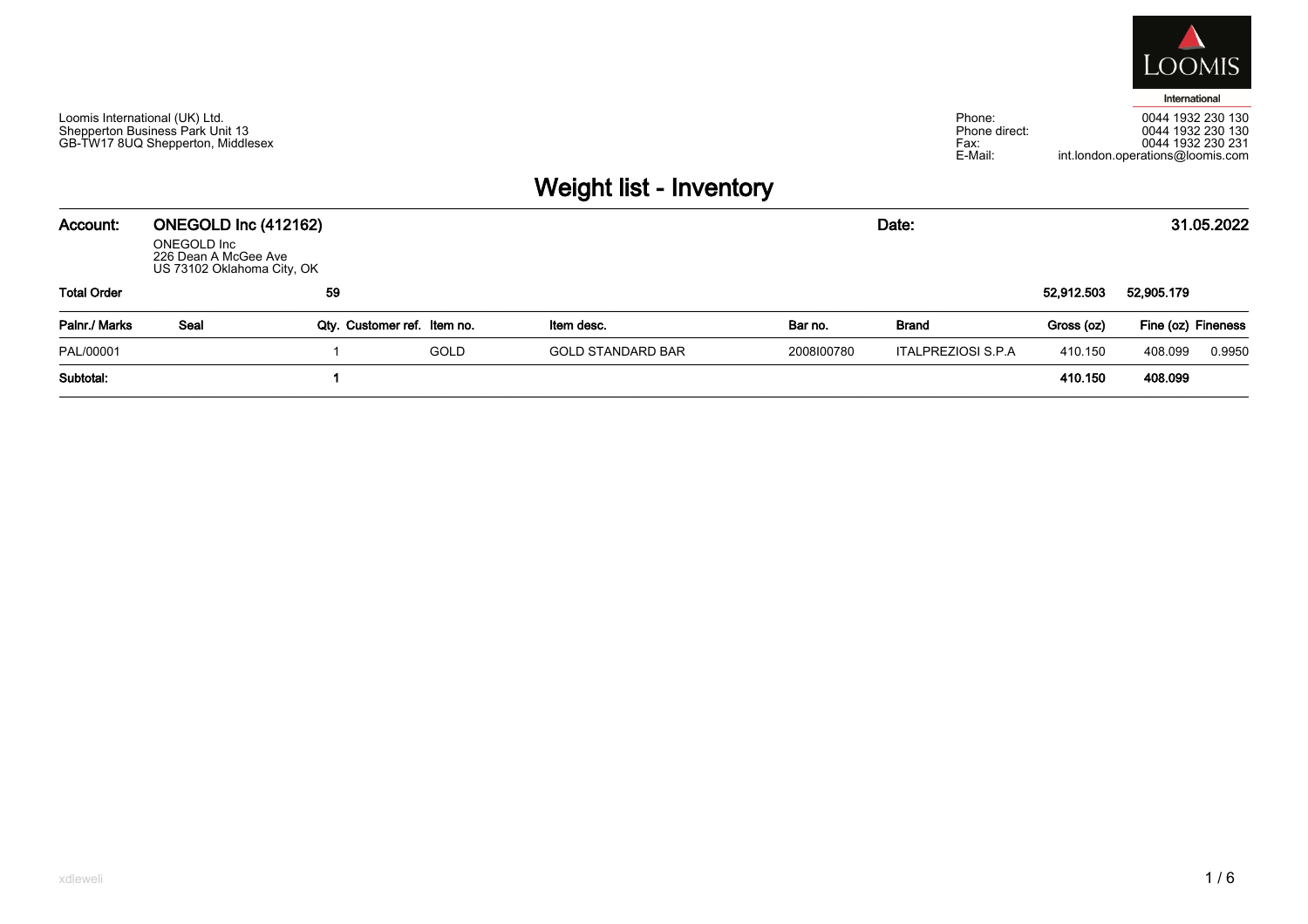Loomis International (UK) Ltd.
Shepperton Business Park Unit 13
GB-TW17 8UQ Shepperton, Middlesex

Phone: 0044 1932 230 130
Phone direct: 0044 1932 230 130
Fax: 0044 1932 230 231
E-Mail: int.london.operations@loomis.com

# Weight list - Inventory

**Account:** **ONEGOLD Inc (412162)**
ONEGOLD Inc
226 Dean A McGee Ave
US 73102 Oklahoma City, OK

**Date:** **31.05.2022**

| Palnr./ Marks | Seal | Qty. | Customer ref. | Item no. | Item desc. | Bar no. | Brand | Gross (oz) | Fine (oz) | Fineness |
|---|---|---|---|---|---|---|---|---|---|---|
| **Total Order** | | **59** | | | | | | **52,912.503** | **52,905.179** | |
| PAL/00001 | | 1 | | GOLD | GOLD STANDARD BAR | 2008I00780 | ITALPREZIOSI S.P.A | 410.150 | 408.099 | 0.9950 |
| **Subtotal:** | | **1** | | | | | | **410.150** | **408.099** | |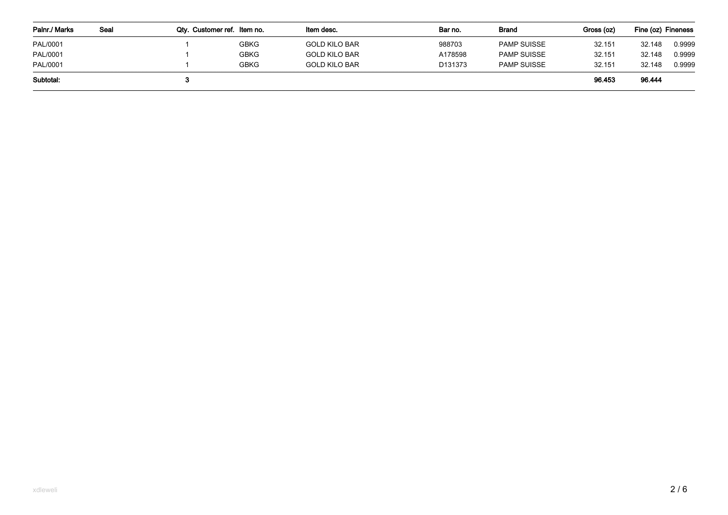| Palnr./ Marks | Seal | Qty. | Customer ref. | Item no. | Item desc. | Bar no. | Brand | Gross (oz) | Fine (oz) | Fineness |
|---|---|---|---|---|---|---|---|---|---|---|
| PAL/0001 | | 1 | | GBKG | GOLD KILO BAR | 988703 | PAMP SUISSE | 32.151 | 32.148 | 0.9999 |
| PAL/0001 | | 1 | | GBKG | GOLD KILO BAR | A178598 | PAMP SUISSE | 32.151 | 32.148 | 0.9999 |
| PAL/0001 | | 1 | | GBKG | GOLD KILO BAR | D131373 | PAMP SUISSE | 32.151 | 32.148 | 0.9999 |
| **Subtotal:** | | **3** | | | | | | **96.453** | **96.444** | |

xdleweli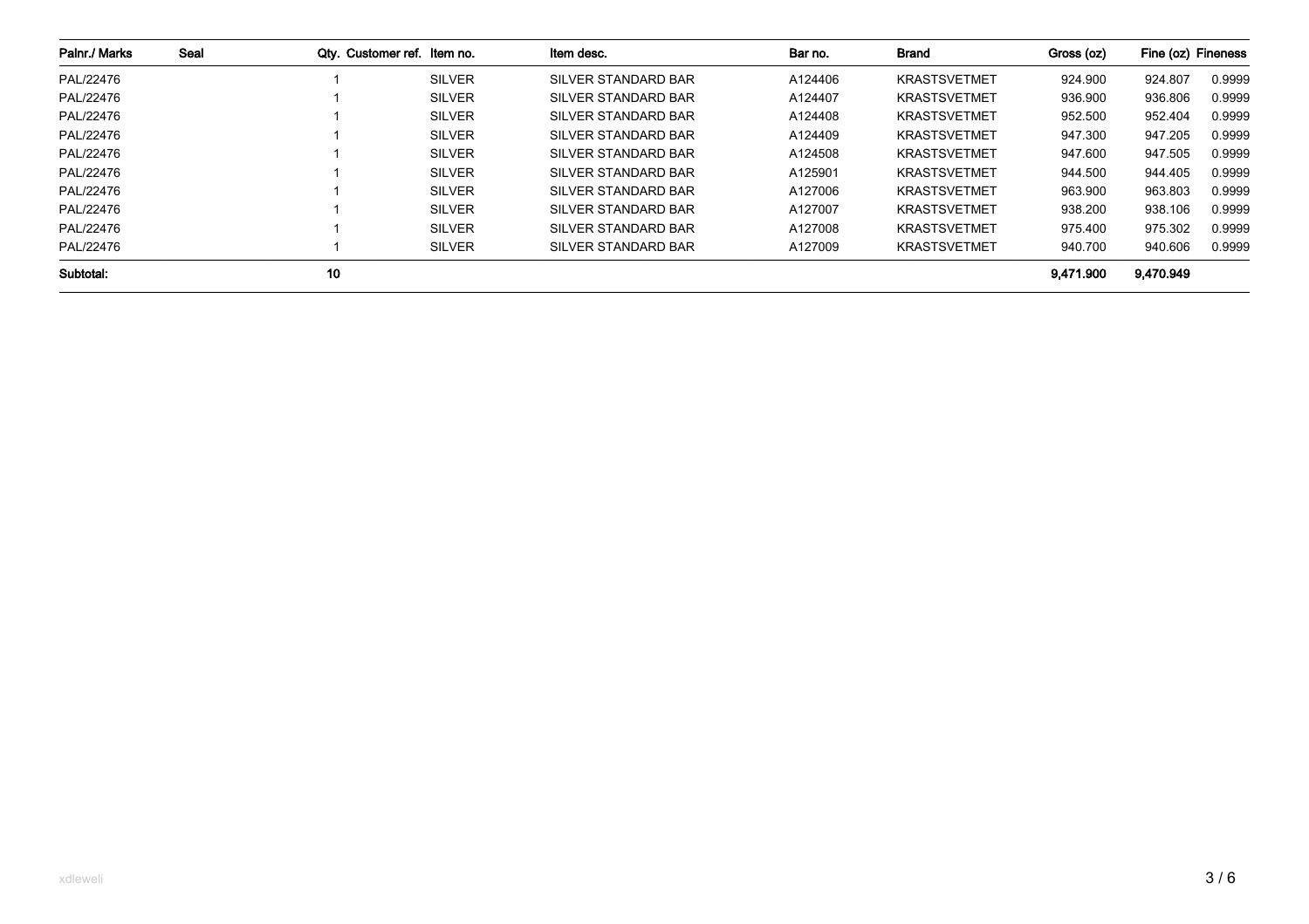| Palnr./ Marks | Seal | Qty. | Customer ref. | Item no. | Item desc. | Bar no. | Brand | Gross (oz) | Fine (oz) | Fineness |
|---|---|---|---|---|---|---|---|---|---|---|
| PAL/22476 | | 1 | | SILVER | SILVER STANDARD BAR | A124406 | KRASTSVETMET | 924.900 | 924.807 | 0.9999 |
| PAL/22476 | | 1 | | SILVER | SILVER STANDARD BAR | A124407 | KRASTSVETMET | 936.900 | 936.806 | 0.9999 |
| PAL/22476 | | 1 | | SILVER | SILVER STANDARD BAR | A124408 | KRASTSVETMET | 952.500 | 952.404 | 0.9999 |
| PAL/22476 | | 1 | | SILVER | SILVER STANDARD BAR | A124409 | KRASTSVETMET | 947.300 | 947.205 | 0.9999 |
| PAL/22476 | | 1 | | SILVER | SILVER STANDARD BAR | A124508 | KRASTSVETMET | 947.600 | 947.505 | 0.9999 |
| PAL/22476 | | 1 | | SILVER | SILVER STANDARD BAR | A125901 | KRASTSVETMET | 944.500 | 944.405 | 0.9999 |
| PAL/22476 | | 1 | | SILVER | SILVER STANDARD BAR | A127006 | KRASTSVETMET | 963.900 | 963.803 | 0.9999 |
| PAL/22476 | | 1 | | SILVER | SILVER STANDARD BAR | A127007 | KRASTSVETMET | 938.200 | 938.106 | 0.9999 |
| PAL/22476 | | 1 | | SILVER | SILVER STANDARD BAR | A127008 | KRASTSVETMET | 975.400 | 975.302 | 0.9999 |
| PAL/22476 | | 1 | | SILVER | SILVER STANDARD BAR | A127009 | KRASTSVETMET | 940.700 | 940.606 | 0.9999 |
| **Subtotal:** | | **10** | | | | | | **9,471.900** | **9,470.949** | |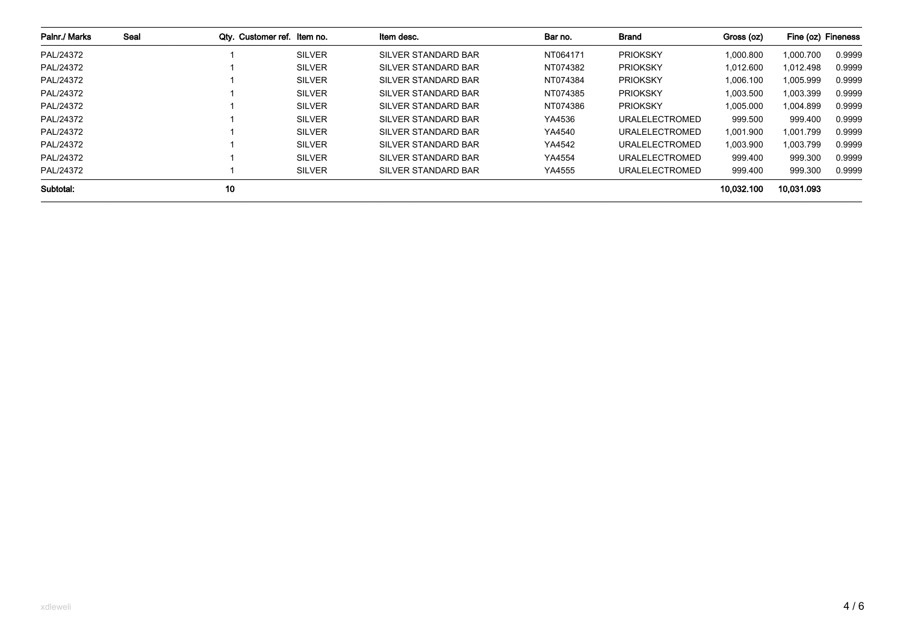| Palnr./ Marks | Seal | Qty. | Customer ref. | Item no. | Item desc. | Bar no. | Brand | Gross (oz) | Fine (oz) | Fineness |
|---|---|---|---|---|---|---|---|---|---|---|
| PAL/24372 | | 1 | | SILVER | SILVER STANDARD BAR | NT064171 | PRIOKSKY | 1,000.800 | 1,000.700 | 0.9999 |
| PAL/24372 | | 1 | | SILVER | SILVER STANDARD BAR | NT074382 | PRIOKSKY | 1,012.600 | 1,012.498 | 0.9999 |
| PAL/24372 | | 1 | | SILVER | SILVER STANDARD BAR | NT074384 | PRIOKSKY | 1,006.100 | 1,005.999 | 0.9999 |
| PAL/24372 | | 1 | | SILVER | SILVER STANDARD BAR | NT074385 | PRIOKSKY | 1,003.500 | 1,003.399 | 0.9999 |
| PAL/24372 | | 1 | | SILVER | SILVER STANDARD BAR | NT074386 | PRIOKSKY | 1,005.000 | 1,004.899 | 0.9999 |
| PAL/24372 | | 1 | | SILVER | SILVER STANDARD BAR | YA4536 | URALELECTROMED | 999.500 | 999.400 | 0.9999 |
| PAL/24372 | | 1 | | SILVER | SILVER STANDARD BAR | YA4540 | URALELECTROMED | 1,001.900 | 1,001.799 | 0.9999 |
| PAL/24372 | | 1 | | SILVER | SILVER STANDARD BAR | YA4542 | URALELECTROMED | 1,003.900 | 1,003.799 | 0.9999 |
| PAL/24372 | | 1 | | SILVER | SILVER STANDARD BAR | YA4554 | URALELECTROMED | 999.400 | 999.300 | 0.9999 |
| PAL/24372 | | 1 | | SILVER | SILVER STANDARD BAR | YA4555 | URALELECTROMED | 999.400 | 999.300 | 0.9999 |
| **Subtotal:** | | **10** | | | | | | **10,032.100** | **10,031.093** | |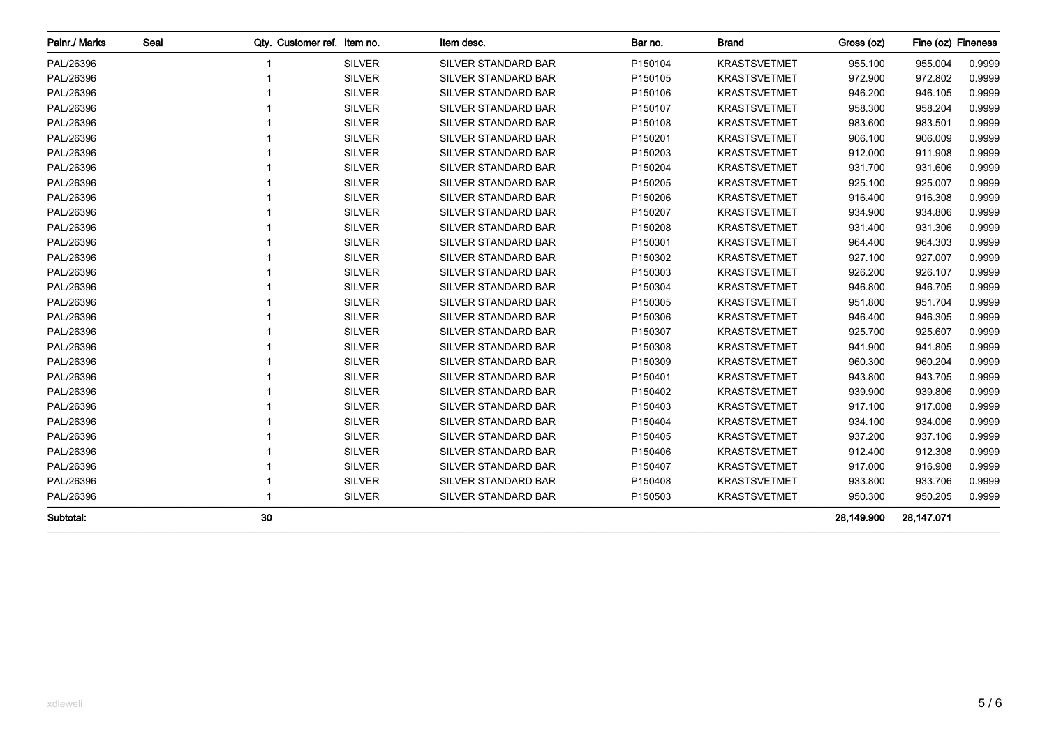| Palnr./ Marks | Seal | Qty. | Customer ref. | Item no. | Item desc. | Bar no. | Brand | Gross (oz) | Fine (oz) | Fineness |
|---|---|---|---|---|---|---|---|---|---|---|
| PAL/26396 | | 1 | | SILVER | SILVER STANDARD BAR | P150104 | KRASTSVETMET | 955.100 | 955.004 | 0.9999 |
| PAL/26396 | | 1 | | SILVER | SILVER STANDARD BAR | P150105 | KRASTSVETMET | 972.900 | 972.802 | 0.9999 |
| PAL/26396 | | 1 | | SILVER | SILVER STANDARD BAR | P150106 | KRASTSVETMET | 946.200 | 946.105 | 0.9999 |
| PAL/26396 | | 1 | | SILVER | SILVER STANDARD BAR | P150107 | KRASTSVETMET | 958.300 | 958.204 | 0.9999 |
| PAL/26396 | | 1 | | SILVER | SILVER STANDARD BAR | P150108 | KRASTSVETMET | 983.600 | 983.501 | 0.9999 |
| PAL/26396 | | 1 | | SILVER | SILVER STANDARD BAR | P150201 | KRASTSVETMET | 906.100 | 906.009 | 0.9999 |
| PAL/26396 | | 1 | | SILVER | SILVER STANDARD BAR | P150203 | KRASTSVETMET | 912.000 | 911.908 | 0.9999 |
| PAL/26396 | | 1 | | SILVER | SILVER STANDARD BAR | P150204 | KRASTSVETMET | 931.700 | 931.606 | 0.9999 |
| PAL/26396 | | 1 | | SILVER | SILVER STANDARD BAR | P150205 | KRASTSVETMET | 925.100 | 925.007 | 0.9999 |
| PAL/26396 | | 1 | | SILVER | SILVER STANDARD BAR | P150206 | KRASTSVETMET | 916.400 | 916.308 | 0.9999 |
| PAL/26396 | | 1 | | SILVER | SILVER STANDARD BAR | P150207 | KRASTSVETMET | 934.900 | 934.806 | 0.9999 |
| PAL/26396 | | 1 | | SILVER | SILVER STANDARD BAR | P150208 | KRASTSVETMET | 931.400 | 931.306 | 0.9999 |
| PAL/26396 | | 1 | | SILVER | SILVER STANDARD BAR | P150301 | KRASTSVETMET | 964.400 | 964.303 | 0.9999 |
| PAL/26396 | | 1 | | SILVER | SILVER STANDARD BAR | P150302 | KRASTSVETMET | 927.100 | 927.007 | 0.9999 |
| PAL/26396 | | 1 | | SILVER | SILVER STANDARD BAR | P150303 | KRASTSVETMET | 926.200 | 926.107 | 0.9999 |
| PAL/26396 | | 1 | | SILVER | SILVER STANDARD BAR | P150304 | KRASTSVETMET | 946.800 | 946.705 | 0.9999 |
| PAL/26396 | | 1 | | SILVER | SILVER STANDARD BAR | P150305 | KRASTSVETMET | 951.800 | 951.704 | 0.9999 |
| PAL/26396 | | 1 | | SILVER | SILVER STANDARD BAR | P150306 | KRASTSVETMET | 946.400 | 946.305 | 0.9999 |
| PAL/26396 | | 1 | | SILVER | SILVER STANDARD BAR | P150307 | KRASTSVETMET | 925.700 | 925.607 | 0.9999 |
| PAL/26396 | | 1 | | SILVER | SILVER STANDARD BAR | P150308 | KRASTSVETMET | 941.900 | 941.805 | 0.9999 |
| PAL/26396 | | 1 | | SILVER | SILVER STANDARD BAR | P150309 | KRASTSVETMET | 960.300 | 960.204 | 0.9999 |
| PAL/26396 | | 1 | | SILVER | SILVER STANDARD BAR | P150401 | KRASTSVETMET | 943.800 | 943.705 | 0.9999 |
| PAL/26396 | | 1 | | SILVER | SILVER STANDARD BAR | P150402 | KRASTSVETMET | 939.900 | 939.806 | 0.9999 |
| PAL/26396 | | 1 | | SILVER | SILVER STANDARD BAR | P150403 | KRASTSVETMET | 917.100 | 917.008 | 0.9999 |
| PAL/26396 | | 1 | | SILVER | SILVER STANDARD BAR | P150404 | KRASTSVETMET | 934.100 | 934.006 | 0.9999 |
| PAL/26396 | | 1 | | SILVER | SILVER STANDARD BAR | P150405 | KRASTSVETMET | 937.200 | 937.106 | 0.9999 |
| PAL/26396 | | 1 | | SILVER | SILVER STANDARD BAR | P150406 | KRASTSVETMET | 912.400 | 912.308 | 0.9999 |
| PAL/26396 | | 1 | | SILVER | SILVER STANDARD BAR | P150407 | KRASTSVETMET | 917.000 | 916.908 | 0.9999 |
| PAL/26396 | | 1 | | SILVER | SILVER STANDARD BAR | P150408 | KRASTSVETMET | 933.800 | 933.706 | 0.9999 |
| PAL/26396 | | 1 | | SILVER | SILVER STANDARD BAR | P150503 | KRASTSVETMET | 950.300 | 950.205 | 0.9999 |
| **Subtotal:** | | **30** | | | | | | **28,149.900** | **28,147.071** | |

xdleweli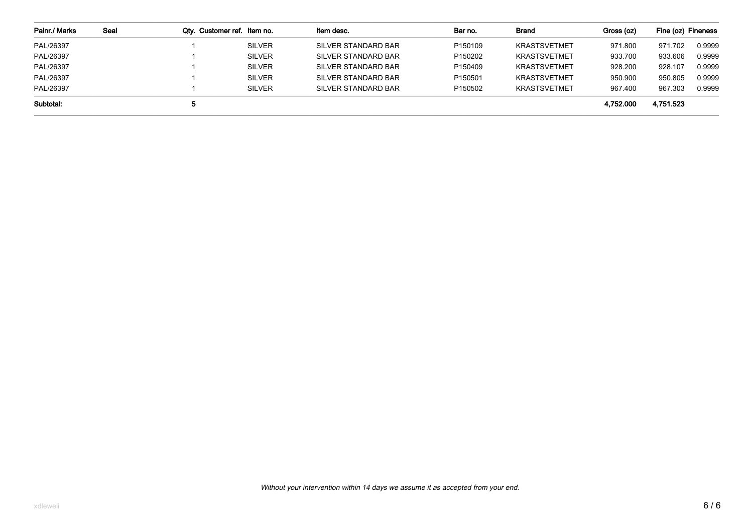| Palnr./ Marks | Seal | Qty. | Customer ref. | Item no. | Item desc. | Bar no. | Brand | Gross (oz) | Fine (oz) | Fineness |
|---|---|---|---|---|---|---|---|---|---|---|
| PAL/26397 | | 1 | | SILVER | SILVER STANDARD BAR | P150109 | KRASTSVETMET | 971.800 | 971.702 | 0.9999 |
| PAL/26397 | | 1 | | SILVER | SILVER STANDARD BAR | P150202 | KRASTSVETMET | 933.700 | 933.606 | 0.9999 |
| PAL/26397 | | 1 | | SILVER | SILVER STANDARD BAR | P150409 | KRASTSVETMET | 928.200 | 928.107 | 0.9999 |
| PAL/26397 | | 1 | | SILVER | SILVER STANDARD BAR | P150501 | KRASTSVETMET | 950.900 | 950.805 | 0.9999 |
| PAL/26397 | | 1 | | SILVER | SILVER STANDARD BAR | P150502 | KRASTSVETMET | 967.400 | 967.303 | 0.9999 |
| **Subtotal:** | | **5** | | | | | | **4,752.000** | **4,751.523** | |

*Without your intervention within 14 days we assume it as accepted from your end.*

xdleweli